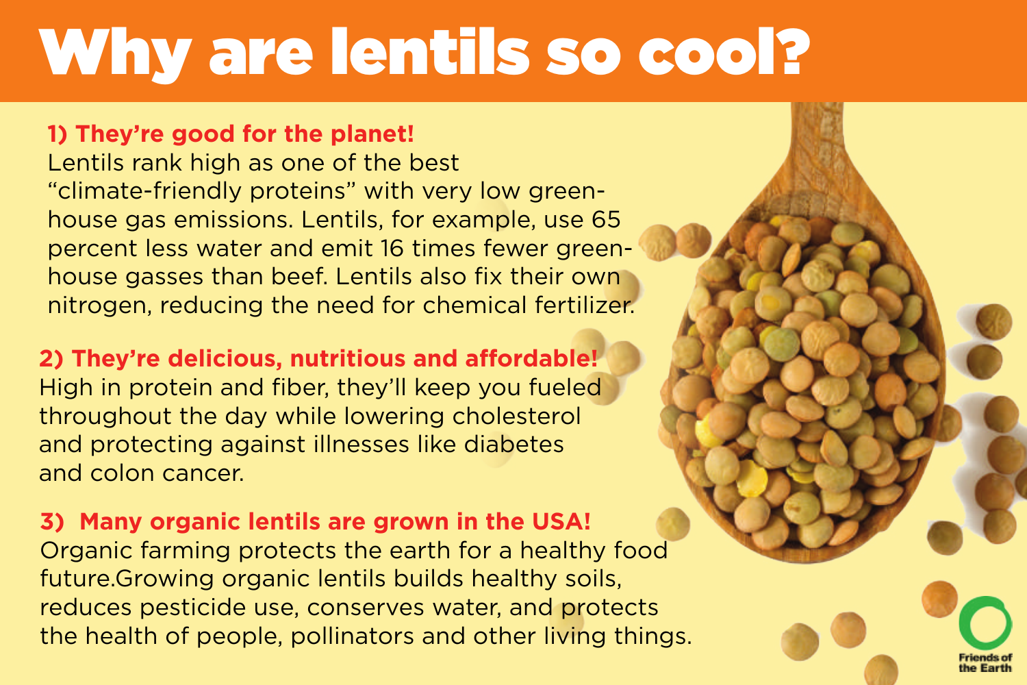# Why are lentils so cool?

**1) They're good for the planet!**

Lentils rank high as one of the best "climate-friendly proteins" with very low greenhouse gas emissions. Lentils, for example, use 65 percent less water and emit 16 times fewer greenhouse gasses than beef. Lentils also fix their own nitrogen, reducing the need for chemical fertilizer.

**2) They're delicious, nutritious and affordable!**

High in protein and fiber, they'll keep you fueled throughout the day while lowering cholesterol and protecting against illnesses like diabetes and colon cancer.

**3) Many organic lentils are grown in the USA!**

Organic farming protects the earth for a healthy food future.Growing organic lentils builds healthy soils, reduces pesticide use, conserves water, and protects the health of people, pollinators and other living things.

Friends of the Earth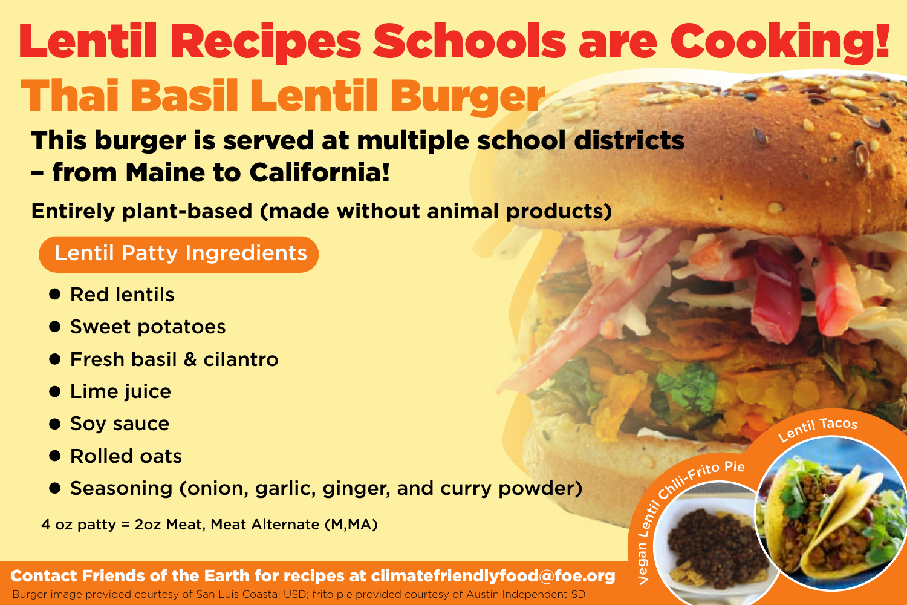# Lentil Recipes Schools are Cooking!

## Thai Basil Lentil Burger

**This burger is served at multiple school districts – from Maine to California!**

**Entirely plant-based (made without animal products)**

### Lentil Patty Ingredients

- Red lentils
- Sweet potatoes
- Fresh basil & cilantro
- Lime juice
- Soy sauce
- Rolled oats
- Seasoning (onion, garlic, ginger, and curry powder)

4 oz patty = 2oz Meat, Meat Alternate (M,MA)

Vegan Lentil Chili-Frito Pie

Lentil Tacos

**Contact Friends of the Earth for recipes at climatefriendlyfood@foe.org**

Burger image provided courtesy of San Luis Coastal USD; frito pie provided courtesy of Austin Independent SD